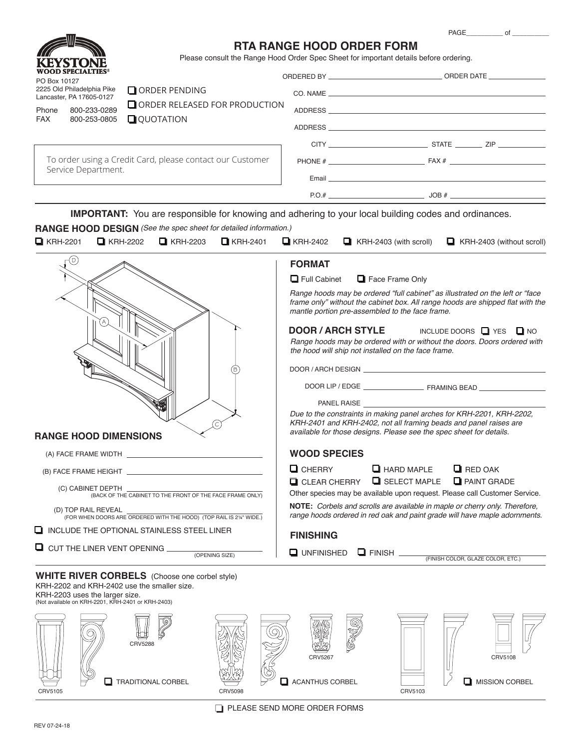KEYSTONE WOOD SPECIALTIES®

PO Box 10127
2225 Old Philadelphia Pike
Lancaster, PA 17605-0127

Phone 800-233-0289
FAX 800-253-0805

# RTA RANGE HOOD ORDER FORM

Please consult the Range Hood Order Spec Sheet for important details before ordering.

- ☐ ORDER PENDING
- ☐ ORDER RELEASED FOR PRODUCTION
- ☐ QUOTATION

ORDERED BY ______________ ORDER DATE ______________

CO. NAME ______________

ADDRESS ______________

ADDRESS ______________

CITY ______________ STATE ______ ZIP ______

PHONE # ______________ FAX # ______________

Email ______________

P.O.# ______________ JOB # ______________

To order using a Credit Card, please contact our Customer Service Department.

**IMPORTANT:** You are responsible for knowing and adhering to your local building codes and ordinances.

## RANGE HOOD DESIGN *(See the spec sheet for detailed information.)*

☐ KRH-2201 ☐ KRH-2202 ☐ KRH-2203 ☐ KRH-2401 ☐ KRH-2402 ☐ KRH-2403 (with scroll) ☐ KRH-2403 (without scroll)

## RANGE HOOD DIMENSIONS

(A) FACE FRAME WIDTH ______________

(B) FACE FRAME HEIGHT ______________

(C) CABINET DEPTH ______________
(BACK OF THE CABINET TO THE FRONT OF THE FACE FRAME ONLY)

(D) TOP RAIL REVEAL ______________
(FOR WHEN DOORS ARE ORDERED WITH THE HOOD) (TOP RAIL IS 2¼" WIDE.)

☐ INCLUDE THE OPTIONAL STAINLESS STEEL LINER

☐ CUT THE LINER VENT OPENING ______________ (OPENING SIZE)

## FORMAT

☐ Full Cabinet ☐ Face Frame Only

*Range hoods may be ordered "full cabinet" as illustrated on the left or "face frame only" without the cabinet box. All range hoods are shipped flat with the mantle portion pre-assembled to the face frame.*

## DOOR / ARCH STYLE

INCLUDE DOORS ☐ YES ☐ NO

*Range hoods may be ordered with or without the doors. Doors ordered with the hood will ship not installed on the face frame.*

DOOR / ARCH DESIGN ______________

DOOR LIP / EDGE ______________ FRAMING BEAD ______________

PANEL RAISE ______________

*Due to the constraints in making panel arches for KRH-2201, KRH-2202, KRH-2401 and KRH-2402, not all framing beads and panel raises are available for those designs. Please see the spec sheet for details.*

## WOOD SPECIES

☐ CHERRY ☐ HARD MAPLE ☐ RED OAK
☐ CLEAR CHERRY ☐ SELECT MAPLE ☐ PAINT GRADE

Other species may be available upon request. Please call Customer Service.

**NOTE:** *Corbels and scrolls are available in maple or cherry only. Therefore, range hoods ordered in red oak and paint grade will have maple adornments.*

## FINISHING

☐ UNFINISHED ☐ FINISH ______________ (FINISH COLOR, GLAZE COLOR, ETC.)

## WHITE RIVER CORBELS (Choose one corbel style)

KRH-2202 and KRH-2402 use the smaller size.
KRH-2203 uses the larger size.
(Not available on KRH-2201, KRH-2401 or KRH-2403)

- ☐ TRADITIONAL CORBEL — CRV5105, CRV5288
- ☐ ACANTHUS CORBEL — CRV5098, CRV5267
- ☐ MISSION CORBEL — CRV5103, CRV5108

☐ PLEASE SEND MORE ORDER FORMS

REV 07-24-18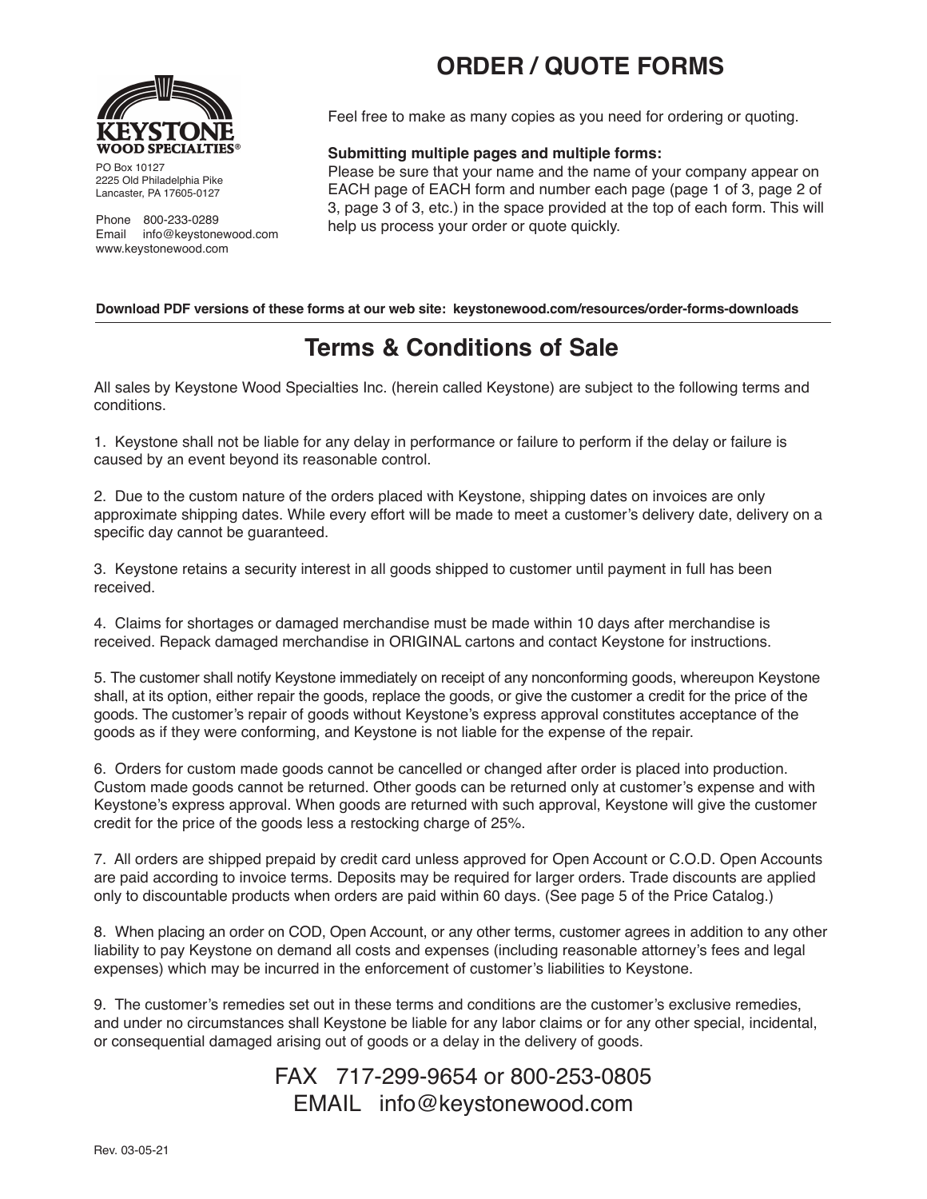KEYSTONE
WOOD SPECIALTIES®

PO Box 10127
2225 Old Philadelphia Pike
Lancaster, PA 17605-0127

Phone 800-233-0289
Email info@keystonewood.com
www.keystonewood.com

# ORDER / QUOTE FORMS

Feel free to make as many copies as you need for ordering or quoting.

**Submitting multiple pages and multiple forms:**
Please be sure that your name and the name of your company appear on EACH page of EACH form and number each page (page 1 of 3, page 2 of 3, page 3 of 3, etc.) in the space provided at the top of each form. This will help us process your order or quote quickly.

**Download PDF versions of these forms at our web site: keystonewood.com/resources/order-forms-downloads**

## Terms & Conditions of Sale

All sales by Keystone Wood Specialties Inc. (herein called Keystone) are subject to the following terms and conditions.

1. Keystone shall not be liable for any delay in performance or failure to perform if the delay or failure is caused by an event beyond its reasonable control.

2. Due to the custom nature of the orders placed with Keystone, shipping dates on invoices are only approximate shipping dates. While every effort will be made to meet a customer's delivery date, delivery on a specific day cannot be guaranteed.

3. Keystone retains a security interest in all goods shipped to customer until payment in full has been received.

4. Claims for shortages or damaged merchandise must be made within 10 days after merchandise is received. Repack damaged merchandise in ORIGINAL cartons and contact Keystone for instructions.

5. The customer shall notify Keystone immediately on receipt of any nonconforming goods, whereupon Keystone shall, at its option, either repair the goods, replace the goods, or give the customer a credit for the price of the goods. The customer's repair of goods without Keystone's express approval constitutes acceptance of the goods as if they were conforming, and Keystone is not liable for the expense of the repair.

6. Orders for custom made goods cannot be cancelled or changed after order is placed into production. Custom made goods cannot be returned. Other goods can be returned only at customer's expense and with Keystone's express approval. When goods are returned with such approval, Keystone will give the customer credit for the price of the goods less a restocking charge of 25%.

7. All orders are shipped prepaid by credit card unless approved for Open Account or C.O.D. Open Accounts are paid according to invoice terms. Deposits may be required for larger orders. Trade discounts are applied only to discountable products when orders are paid within 60 days. (See page 5 of the Price Catalog.)

8. When placing an order on COD, Open Account, or any other terms, customer agrees in addition to any other liability to pay Keystone on demand all costs and expenses (including reasonable attorney's fees and legal expenses) which may be incurred in the enforcement of customer's liabilities to Keystone.

9. The customer's remedies set out in these terms and conditions are the customer's exclusive remedies, and under no circumstances shall Keystone be liable for any labor claims or for any other special, incidental, or consequential damaged arising out of goods or a delay in the delivery of goods.

FAX 717-299-9654 or 800-253-0805
EMAIL info@keystonewood.com

Rev. 03-05-21